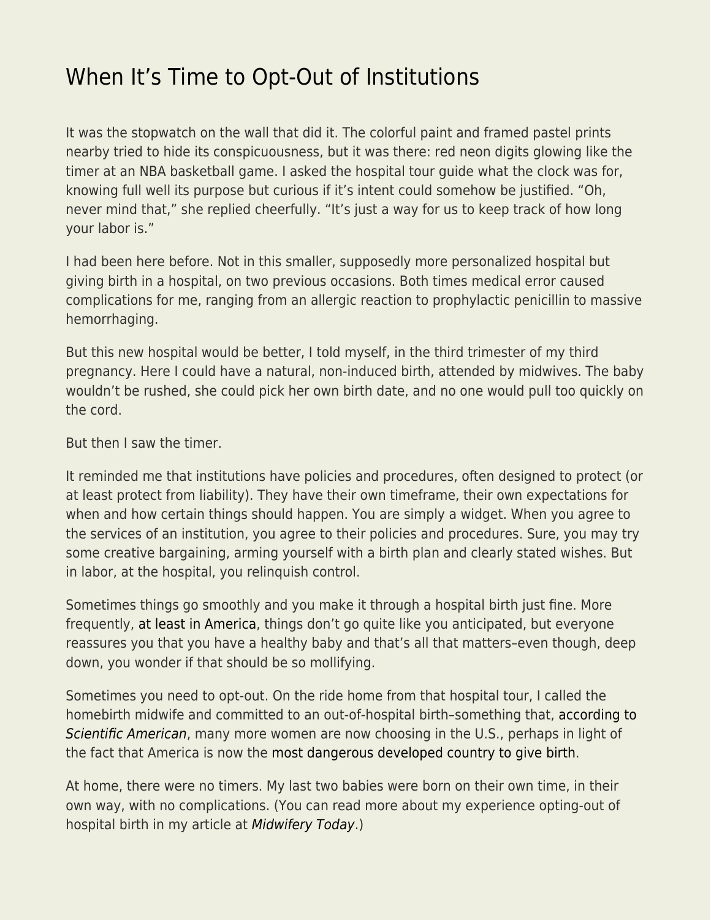# When It's Time to Opt-Out of Institutions

It was the stopwatch on the wall that did it. The colorful paint and framed pastel prints nearby tried to hide its conspicuousness, but it was there: red neon digits glowing like the timer at an NBA basketball game. I asked the hospital tour guide what the clock was for, knowing full well its purpose but curious if it's intent could somehow be justified. "Oh, never mind that," she replied cheerfully. "It's just a way for us to keep track of how long your labor is."

I had been here before. Not in this smaller, supposedly more personalized hospital but giving birth in a hospital, on two previous occasions. Both times medical error caused complications for me, ranging from an allergic reaction to prophylactic penicillin to massive hemorrhaging.

But this new hospital would be better, I told myself, in the third trimester of my third pregnancy. Here I could have a natural, non-induced birth, attended by midwives. The baby wouldn't be rushed, she could pick her own birth date, and no one would pull too quickly on the cord.

But then I saw the timer.

It reminded me that institutions have policies and procedures, often designed to protect (or at least protect from liability). They have their own timeframe, their own expectations for when and how certain things should happen. You are simply a widget. When you agree to the services of an institution, you agree to their policies and procedures. Sure, you may try some creative bargaining, arming yourself with a birth plan and clearly stated wishes. But in labor, at the hospital, you relinquish control.

Sometimes things go smoothly and you make it through a hospital birth just fine. More frequently, at least in America, things don't go quite like you anticipated, but everyone reassures you that you have a healthy baby and that's all that matters–even though, deep down, you wonder if that should be so mollifying.

Sometimes you need to opt-out. On the ride home from that hospital tour, I called the homebirth midwife and committed to an out-of-hospital birth–something that, according to *Scientific American*, many more women are now choosing in the U.S., perhaps in light of the fact that America is now the most dangerous developed country to give birth.

At home, there were no timers. My last two babies were born on their own time, in their own way, with no complications. (You can read more about my experience opting-out of hospital birth in my article at *Midwifery Today*.)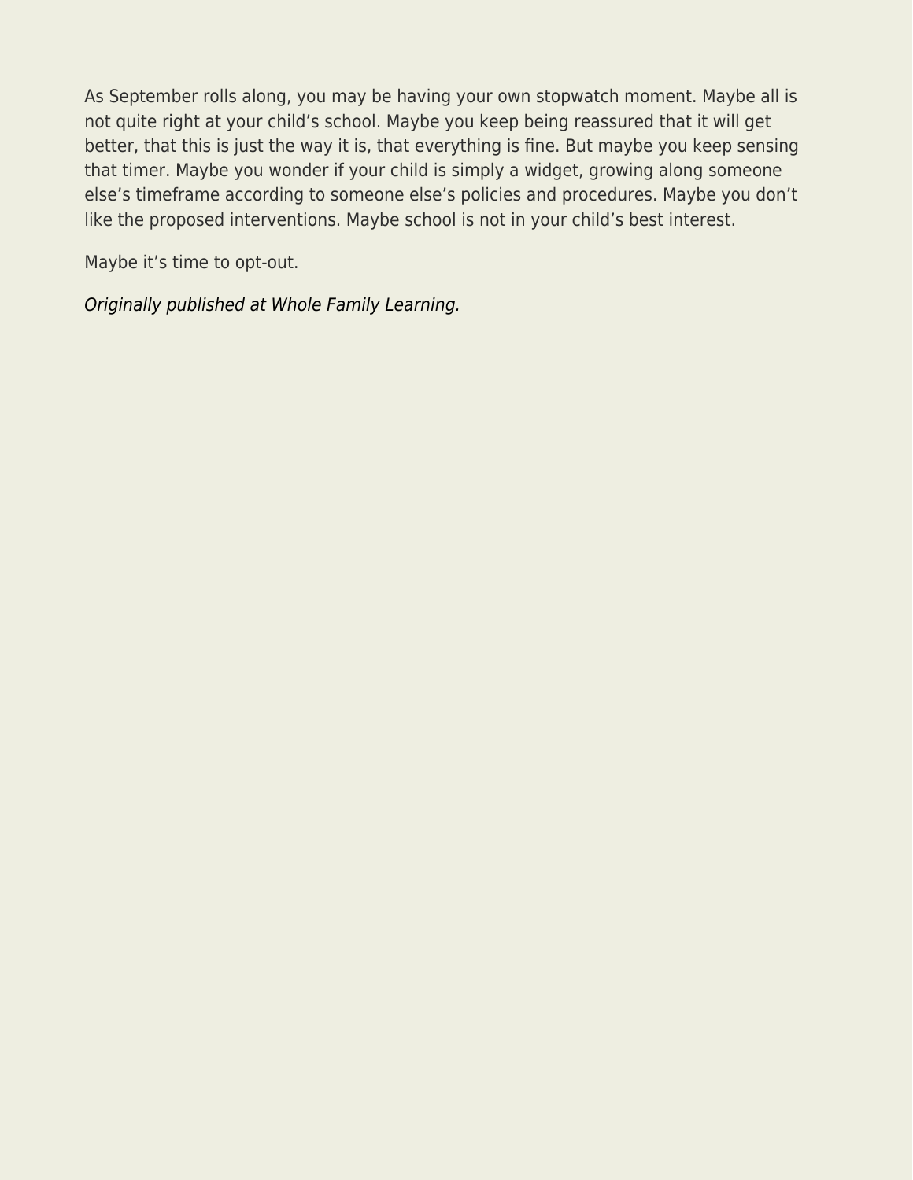As September rolls along, you may be having your own stopwatch moment. Maybe all is not quite right at your child's school. Maybe you keep being reassured that it will get better, that this is just the way it is, that everything is fine. But maybe you keep sensing that timer. Maybe you wonder if your child is simply a widget, growing along someone else's timeframe according to someone else's policies and procedures. Maybe you don't like the proposed interventions. Maybe school is not in your child's best interest.

Maybe it's time to opt-out.

*Originally published at Whole Family Learning.*